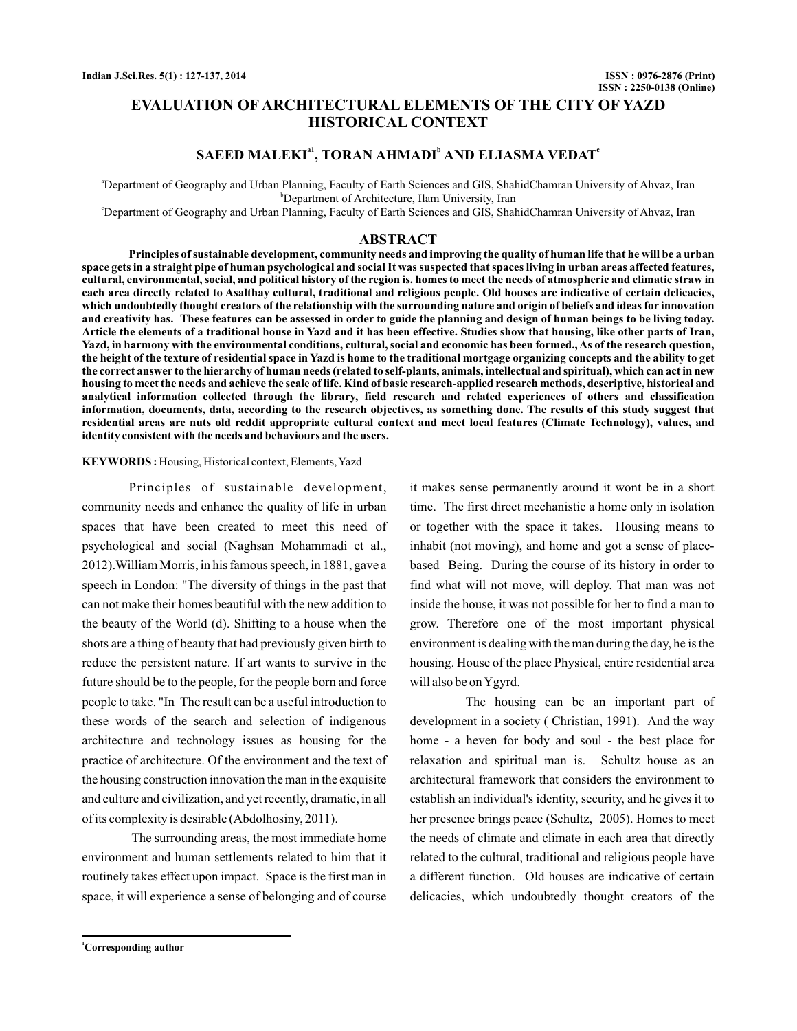# EVALUATION OF ARCHITECTURAL ELEMENTS OF THE CITY OF YAZD HISTORICAL CONTEXT

**SAEED MALEKI[a1], TORAN AHMADI[b] AND ELIASMA VEDAT[c]**

[a]Department of Geography and Urban Planning, Faculty of Earth Sciences and GIS, ShahidChamran University of Ahvaz, Iran
[b]Department of Architecture, Ilam University, Iran
[c]Department of Geography and Urban Planning, Faculty of Earth Sciences and GIS, ShahidChamran University of Ahvaz, Iran

## ABSTRACT

**Principles of sustainable development, community needs and improving the quality of human life that he will be a urban space gets in a straight pipe of human psychological and social It was suspected that spaces living in urban areas affected features, cultural, environmental, social, and political history of the region is. homes to meet the needs of atmospheric and climatic straw in each area directly related to Asalthay cultural, traditional and religious people. Old houses are indicative of certain delicacies, which undoubtedly thought creators of the relationship with the surrounding nature and origin of beliefs and ideas for innovation and creativity has. These features can be assessed in order to guide the planning and design of human beings to be living today. Article the elements of a traditional house in Yazd and it has been effective. Studies show that housing, like other parts of Iran, Yazd, in harmony with the environmental conditions, cultural, social and economic has been formed., As of the research question, the height of the texture of residential space in Yazd is home to the traditional mortgage organizing concepts and the ability to get the correct answer to the hierarchy of human needs (related to self-plants, animals, intellectual and spiritual), which can act in new housing to meet the needs and achieve the scale of life. Kind of basic research-applied research methods, descriptive, historical and analytical information collected through the library, field research and related experiences of others and classification information, documents, data, according to the research objectives, as something done. The results of this study suggest that residential areas are nuts old reddit appropriate cultural context and meet local features (Climate Technology), values, and identity consistent with the needs and behaviours and the users.**

**KEYWORDS :** Housing, Historical context, Elements, Yazd

Principles of sustainable development, community needs and enhance the quality of life in urban spaces that have been created to meet this need of psychological and social (Naghsan Mohammadi et al., 2012).William Morris, in his famous speech, in 1881, gave a speech in London: "The diversity of things in the past that can not make their homes beautiful with the new addition to the beauty of the World (d). Shifting to a house when the shots are a thing of beauty that had previously given birth to reduce the persistent nature. If art wants to survive in the future should be to the people, for the people born and force people to take. "In The result can be a useful introduction to these words of the search and selection of indigenous architecture and technology issues as housing for the practice of architecture. Of the environment and the text of the housing construction innovation the man in the exquisite and culture and civilization, and yet recently, dramatic, in all of its complexity is desirable (Abdolhosiny, 2011).

The surrounding areas, the most immediate home environment and human settlements related to him that it routinely takes effect upon impact. Space is the first man in space, it will experience a sense of belonging and of course it makes sense permanently around it wont be in a short time. The first direct mechanistic a home only in isolation or together with the space it takes. Housing means to inhabit (not moving), and home and got a sense of place-based Being. During the course of its history in order to find what will not move, will deploy. That man was not inside the house, it was not possible for her to find a man to grow. Therefore one of the most important physical environment is dealing with the man during the day, he is the housing. House of the place Physical, entire residential area will also be on Ygyrd.

The housing can be an important part of development in a society ( Christian, 1991). And the way home - a heven for body and soul - the best place for relaxation and spiritual man is. Schultz house as an architectural framework that considers the environment to establish an individual's identity, security, and he gives it to her presence brings peace (Schultz, 2005). Homes to meet the needs of climate and climate in each area that directly related to the cultural, traditional and religious people have a different function. Old houses are indicative of certain delicacies, which undoubtedly thought creators of the

[1]Corresponding author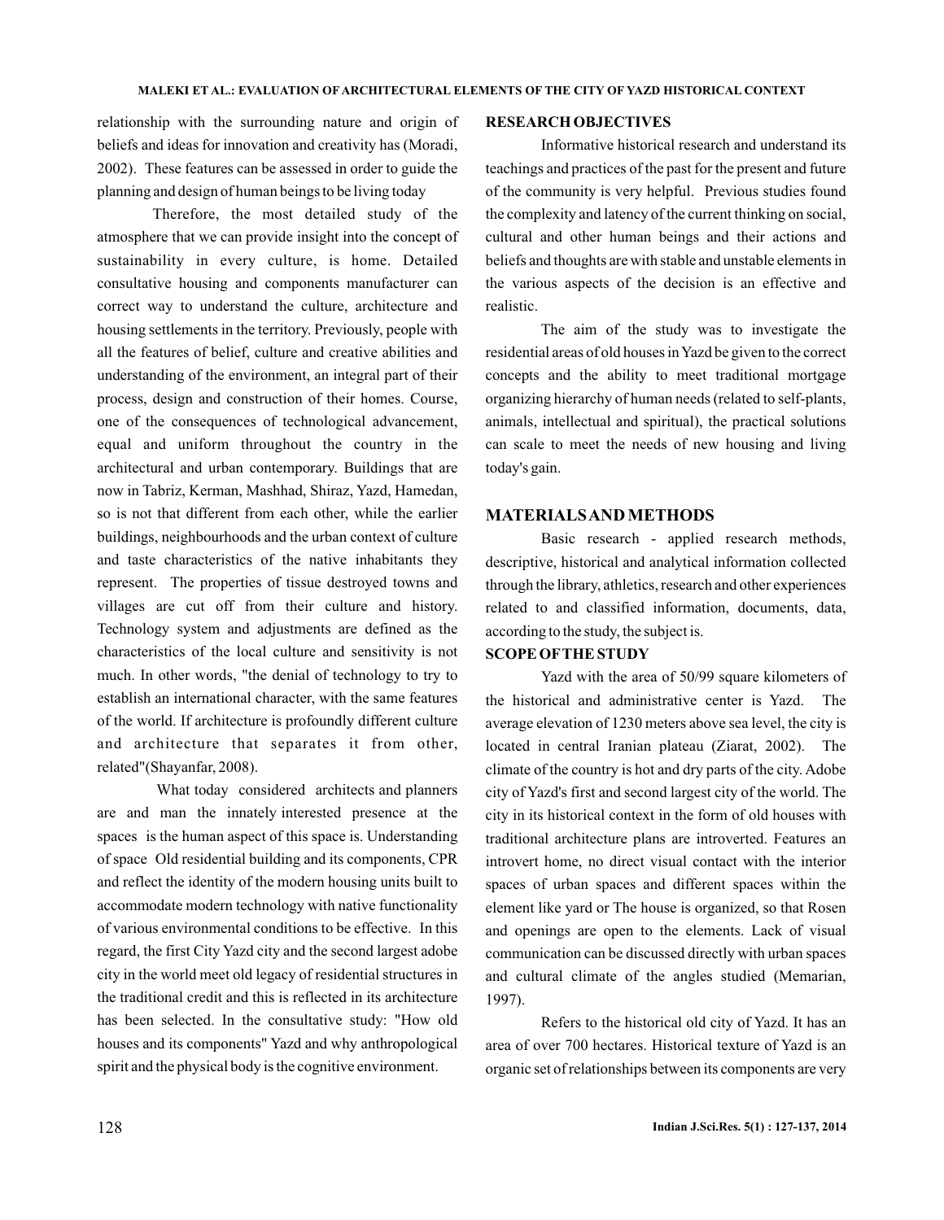relationship with the surrounding nature and origin of beliefs and ideas for innovation and creativity has (Moradi, 2002). These features can be assessed in order to guide the planning and design of human beings to be living today

Therefore, the most detailed study of the atmosphere that we can provide insight into the concept of sustainability in every culture, is home. Detailed consultative housing and components manufacturer can correct way to understand the culture, architecture and housing settlements in the territory. Previously, people with all the features of belief, culture and creative abilities and understanding of the environment, an integral part of their process, design and construction of their homes. Course, one of the consequences of technological advancement, equal and uniform throughout the country in the architectural and urban contemporary. Buildings that are now in Tabriz, Kerman, Mashhad, Shiraz, Yazd, Hamedan, so is not that different from each other, while the earlier buildings, neighbourhoods and the urban context of culture and taste characteristics of the native inhabitants they represent. The properties of tissue destroyed towns and villages are cut off from their culture and history. Technology system and adjustments are defined as the characteristics of the local culture and sensitivity is not much. In other words, "the denial of technology to try to establish an international character, with the same features of the world. If architecture is profoundly different culture and architecture that separates it from other, related"(Shayanfar, 2008).

What today considered architects and planners are and man the innately interested presence at the spaces is the human aspect of this space is. Understanding of space Old residential building and its components, CPR and reflect the identity of the modern housing units built to accommodate modern technology with native functionality of various environmental conditions to be effective. In this regard, the first City Yazd city and the second largest adobe city in the world meet old legacy of residential structures in the traditional credit and this is reflected in its architecture has been selected. In the consultative study: "How old houses and its components" Yazd and why anthropological spirit and the physical body is the cognitive environment.

## RESEARCH OBJECTIVES

Informative historical research and understand its teachings and practices of the past for the present and future of the community is very helpful. Previous studies found the complexity and latency of the current thinking on social, cultural and other human beings and their actions and beliefs and thoughts are with stable and unstable elements in the various aspects of the decision is an effective and realistic.

The aim of the study was to investigate the residential areas of old houses in Yazd be given to the correct concepts and the ability to meet traditional mortgage organizing hierarchy of human needs (related to self-plants, animals, intellectual and spiritual), the practical solutions can scale to meet the needs of new housing and living today's gain.

## MATERIALS AND METHODS

Basic research - applied research methods, descriptive, historical and analytical information collected through the library, athletics, research and other experiences related to and classified information, documents, data, according to the study, the subject is.

### SCOPE OF THE STUDY

Yazd with the area of 50/99 square kilometers of the historical and administrative center is Yazd. The average elevation of 1230 meters above sea level, the city is located in central Iranian plateau (Ziarat, 2002). The climate of the country is hot and dry parts of the city. Adobe city of Yazd's first and second largest city of the world. The city in its historical context in the form of old houses with traditional architecture plans are introverted. Features an introvert home, no direct visual contact with the interior spaces of urban spaces and different spaces within the element like yard or The house is organized, so that Rosen and openings are open to the elements. Lack of visual communication can be discussed directly with urban spaces and cultural climate of the angles studied (Memarian, 1997).

Refers to the historical old city of Yazd. It has an area of over 700 hectares. Historical texture of Yazd is an organic set of relationships between its components are very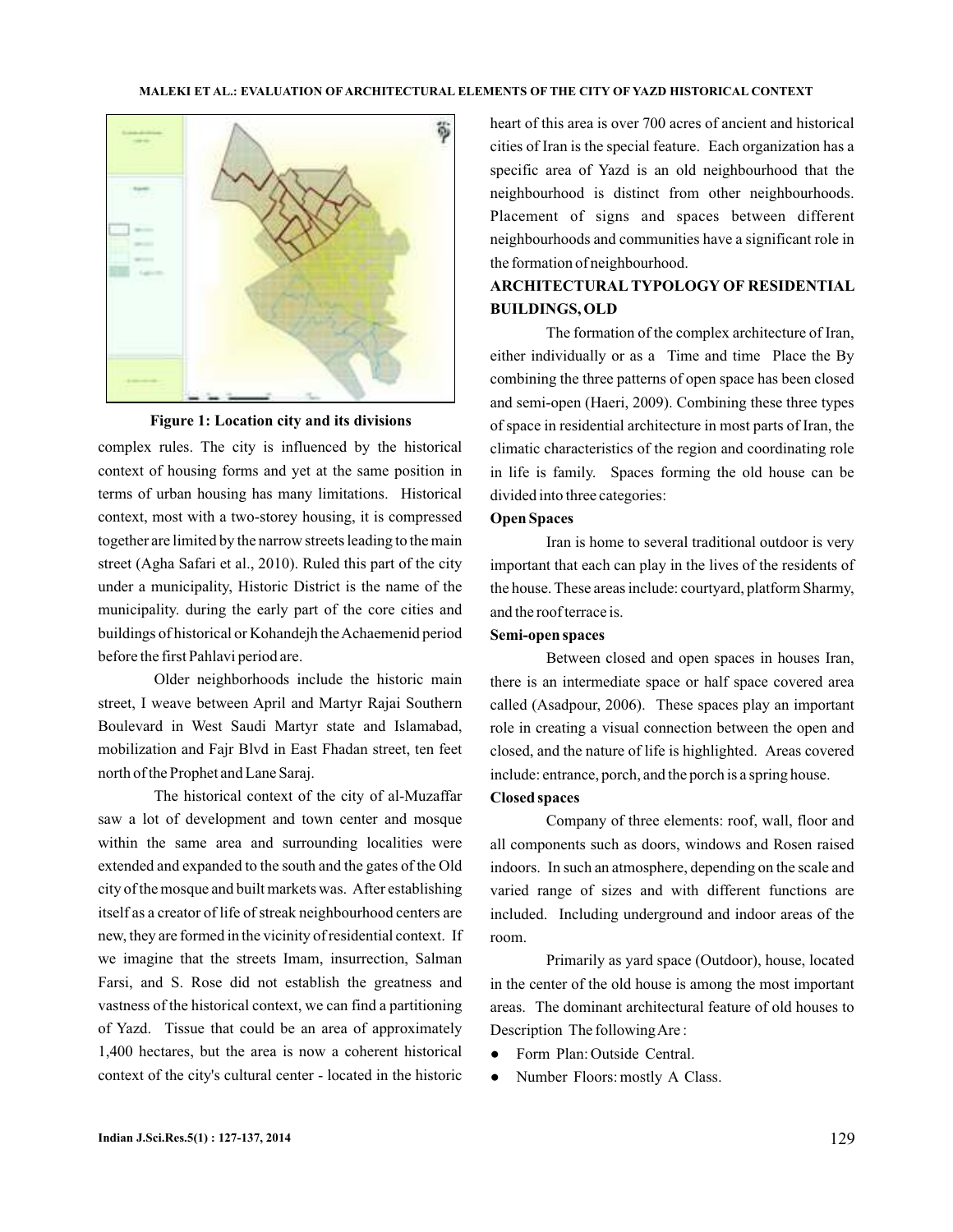Figure 1: Location city and its divisions

complex rules. The city is influenced by the historical context of housing forms and yet at the same position in terms of urban housing has many limitations. Historical context, most with a two-storey housing, it is compressed together are limited by the narrow streets leading to the main street (Agha Safari et al., 2010). Ruled this part of the city under a municipality, Historic District is the name of the municipality. during the early part of the core cities and buildings of historical or Kohandejh the Achaemenid period before the first Pahlavi period are.

Older neighborhoods include the historic main street, I weave between April and Martyr Rajai Southern Boulevard in West Saudi Martyr state and Islamabad, mobilization and Fajr Blvd in East Fhadan street, ten feet north of the Prophet and Lane Saraj.

The historical context of the city of al-Muzaffar saw a lot of development and town center and mosque within the same area and surrounding localities were extended and expanded to the south and the gates of the Old city of the mosque and built markets was. After establishing itself as a creator of life of streak neighbourhood centers are new, they are formed in the vicinity of residential context. If we imagine that the streets Imam, insurrection, Salman Farsi, and S. Rose did not establish the greatness and vastness of the historical context, we can find a partitioning of Yazd. Tissue that could be an area of approximately 1,400 hectares, but the area is now a coherent historical context of the city's cultural center - located in the historic heart of this area is over 700 acres of ancient and historical cities of Iran is the special feature. Each organization has a specific area of Yazd is an old neighbourhood that the neighbourhood is distinct from other neighbourhoods. Placement of signs and spaces between different neighbourhoods and communities have a significant role in the formation of neighbourhood.

## ARCHITECTURAL TYPOLOGY OF RESIDENTIAL BUILDINGS, OLD

The formation of the complex architecture of Iran, either individually or as a Time and time Place the By combining the three patterns of open space has been closed and semi-open (Haeri, 2009). Combining these three types of space in residential architecture in most parts of Iran, the climatic characteristics of the region and coordinating role in life is family. Spaces forming the old house can be divided into three categories:

### Open Spaces

Iran is home to several traditional outdoor is very important that each can play in the lives of the residents of the house. These areas include: courtyard, platform Sharmy, and the roof terrace is.

### Semi-open spaces

Between closed and open spaces in houses Iran, there is an intermediate space or half space covered area called (Asadpour, 2006). These spaces play an important role in creating a visual connection between the open and closed, and the nature of life is highlighted. Areas covered include: entrance, porch, and the porch is a spring house.

### Closed spaces

Company of three elements: roof, wall, floor and all components such as doors, windows and Rosen raised indoors. In such an atmosphere, depending on the scale and varied range of sizes and with different functions are included. Including underground and indoor areas of the room.

Primarily as yard space (Outdoor), house, located in the center of the old house is among the most important areas. The dominant architectural feature of old houses to Description The following Are :

- Form Plan: Outside Central.
- Number Floors: mostly A Class.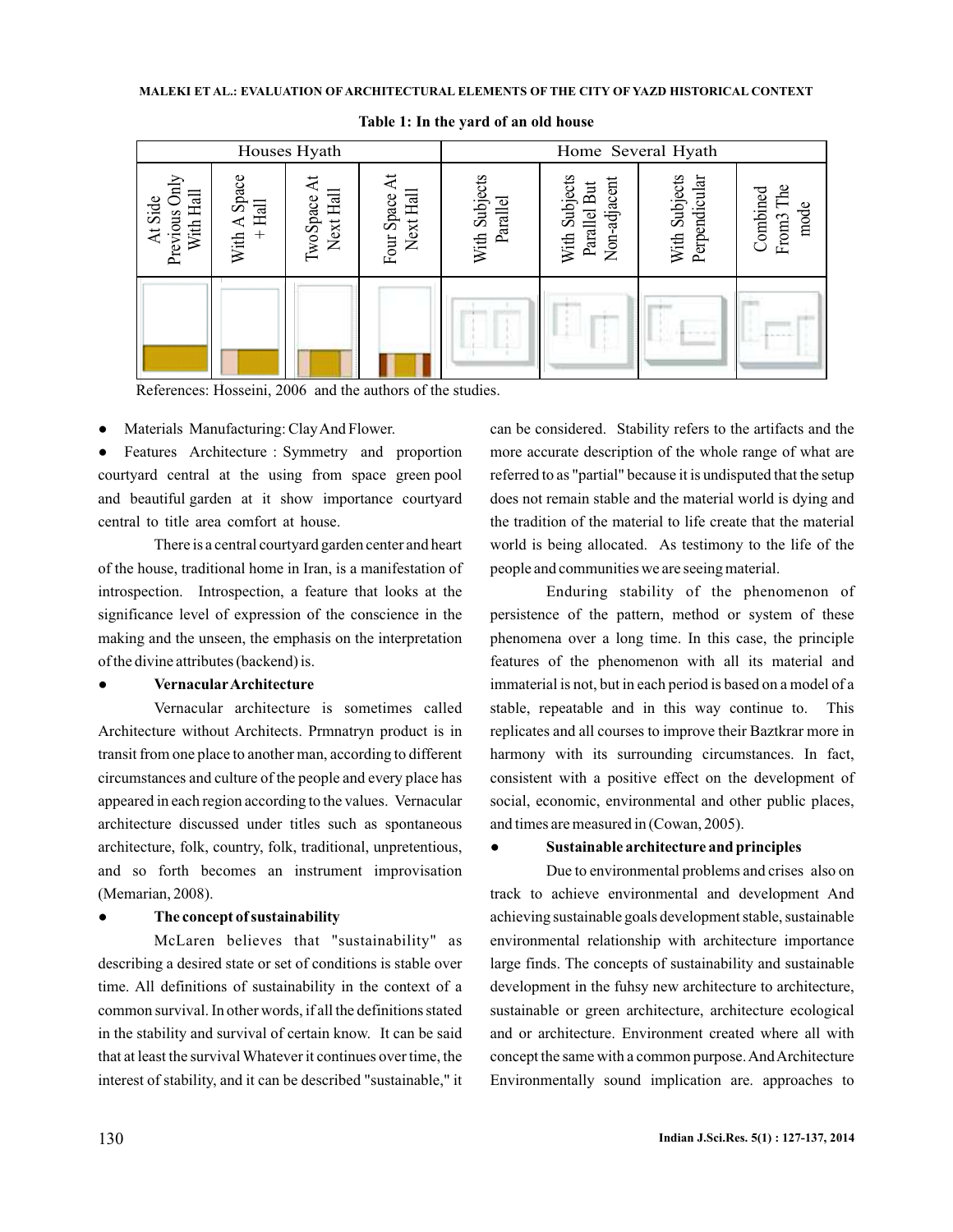**Table 1: In the yard of an old house**

| Houses Hyath | | | | Home Several Hyath | | | |
|---|---|---|---|---|---|---|---|
| At Side Previous Only With Hall | With A Space + Hall | Two Space At Next Hall | Four Space At Next Hall | With Subjects Parallel | With Subjects Parallel But Non-adjacent | With Subjects Perpendicular | Combined From3 The mode |
| | | | | | | | |

References: Hosseini, 2006 and the authors of the studies.

- Materials Manufacturing: Clay And Flower.
- Features Architecture : Symmetry and proportion courtyard central at the using from space green pool and beautiful garden at it show importance courtyard central to title area comfort at house.

There is a central courtyard garden center and heart of the house, traditional home in Iran, is a manifestation of introspection. Introspection, a feature that looks at the significance level of expression of the conscience in the making and the unseen, the emphasis on the interpretation of the divine attributes (backend) is.

- **Vernacular Architecture**

Vernacular architecture is sometimes called Architecture without Architects. Prmnatryn product is in transit from one place to another man, according to different circumstances and culture of the people and every place has appeared in each region according to the values. Vernacular architecture discussed under titles such as spontaneous architecture, folk, country, folk, traditional, unpretentious, and so forth becomes an instrument improvisation (Memarian, 2008).

- **The concept of sustainability**

McLaren believes that "sustainability" as describing a desired state or set of conditions is stable over time. All definitions of sustainability in the context of a common survival. In other words, if all the definitions stated in the stability and survival of certain know. It can be said that at least the survival Whatever it continues over time, the interest of stability, and it can be described "sustainable," it can be considered. Stability refers to the artifacts and the more accurate description of the whole range of what are referred to as "partial" because it is undisputed that the setup does not remain stable and the material world is dying and the tradition of the material to life create that the material world is being allocated. As testimony to the life of the people and communities we are seeing material.

Enduring stability of the phenomenon of persistence of the pattern, method or system of these phenomena over a long time. In this case, the principle features of the phenomenon with all its material and immaterial is not, but in each period is based on a model of a stable, repeatable and in this way continue to. This replicates and all courses to improve their Baztkrar more in harmony with its surrounding circumstances. In fact, consistent with a positive effect on the development of social, economic, environmental and other public places, and times are measured in (Cowan, 2005).

- **Sustainable architecture and principles**

Due to environmental problems and crises also on track to achieve environmental and development And achieving sustainable goals development stable, sustainable environmental relationship with architecture importance large finds. The concepts of sustainability and sustainable development in the fuhsy new architecture to architecture, sustainable or green architecture, architecture ecological and or architecture. Environment created where all with concept the same with a common purpose. And Architecture Environmentally sound implication are. approaches to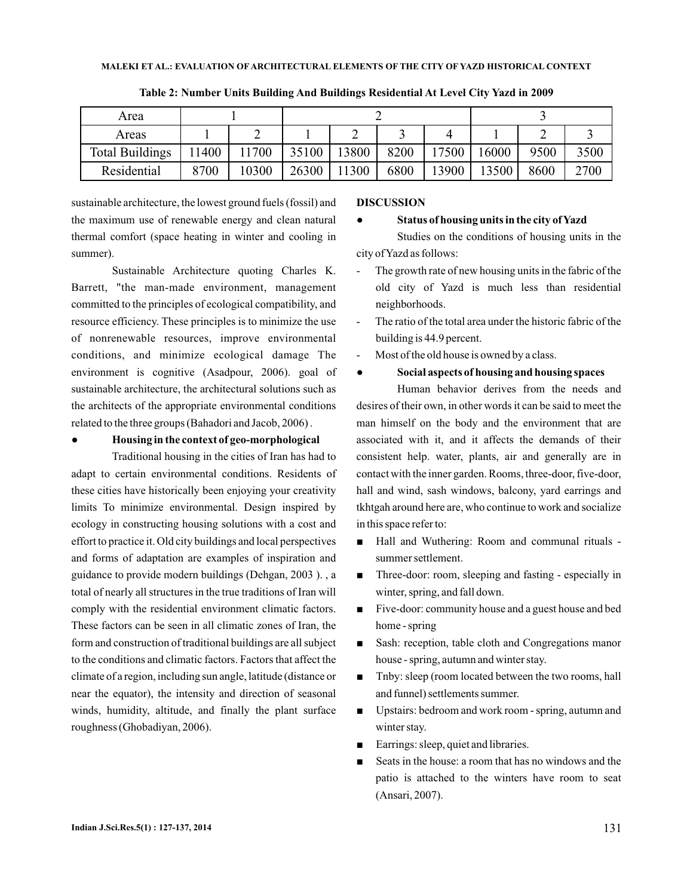**Table 2: Number Units Building And Buildings Residential At Level City Yazd in 2009**

| Area | 1 | | 2 | | | | 3 | | |
|---|---|---|---|---|---|---|---|---|---|
| Areas | 1 | 2 | 1 | 2 | 3 | 4 | 1 | 2 | 3 |
| Total Buildings | 11400 | 11700 | 35100 | 13800 | 8200 | 17500 | 16000 | 9500 | 3500 |
| Residential | 8700 | 10300 | 26300 | 11300 | 6800 | 13900 | 13500 | 8600 | 2700 |

sustainable architecture, the lowest ground fuels (fossil) and the maximum use of renewable energy and clean natural thermal comfort (space heating in winter and cooling in summer).

Sustainable Architecture quoting Charles K. Barrett, "the man-made environment, management committed to the principles of ecological compatibility, and resource efficiency. These principles is to minimize the use of nonrenewable resources, improve environmental conditions, and minimize ecological damage The environment is cognitive (Asadpour, 2006). goal of sustainable architecture, the architectural solutions such as the architects of the appropriate environmental conditions related to the three groups (Bahadori and Jacob, 2006) .

- **Housing in the context of geo-morphological**

Traditional housing in the cities of Iran has had to adapt to certain environmental conditions. Residents of these cities have historically been enjoying your creativity limits To minimize environmental. Design inspired by ecology in constructing housing solutions with a cost and effort to practice it. Old city buildings and local perspectives and forms of adaptation are examples of inspiration and guidance to provide modern buildings (Dehgan, 2003 ). , a total of nearly all structures in the true traditions of Iran will comply with the residential environment climatic factors. These factors can be seen in all climatic zones of Iran, the form and construction of traditional buildings are all subject to the conditions and climatic factors. Factors that affect the climate of a region, including sun angle, latitude (distance or near the equator), the intensity and direction of seasonal winds, humidity, altitude, and finally the plant surface roughness (Ghobadiyan, 2006).

## DISCUSSION

- **Status of housing units in the city of Yazd**

Studies on the conditions of housing units in the city of Yazd as follows:

- The growth rate of new housing units in the fabric of the old city of Yazd is much less than residential neighborhoods.
- The ratio of the total area under the historic fabric of the building is 44.9 percent.
- Most of the old house is owned by a class.

- **Social aspects of housing and housing spaces**

Human behavior derives from the needs and desires of their own, in other words it can be said to meet the man himself on the body and the environment that are associated with it, and it affects the demands of their consistent help. water, plants, air and generally are in contact with the inner garden. Rooms, three-door, five-door, hall and wind, sash windows, balcony, yard earrings and tkhtgah around here are, who continue to work and socialize in this space refer to:

- Hall and Wuthering: Room and communal rituals - summer settlement.
- Three-door: room, sleeping and fasting - especially in winter, spring, and fall down.
- Five-door: community house and a guest house and bed home - spring
- Sash: reception, table cloth and Congregations manor house - spring, autumn and winter stay.
- Tnby: sleep (room located between the two rooms, hall and funnel) settlements summer.
- Upstairs: bedroom and work room - spring, autumn and winter stay.
- Earrings: sleep, quiet and libraries.
- Seats in the house: a room that has no windows and the patio is attached to the winters have room to seat (Ansari, 2007).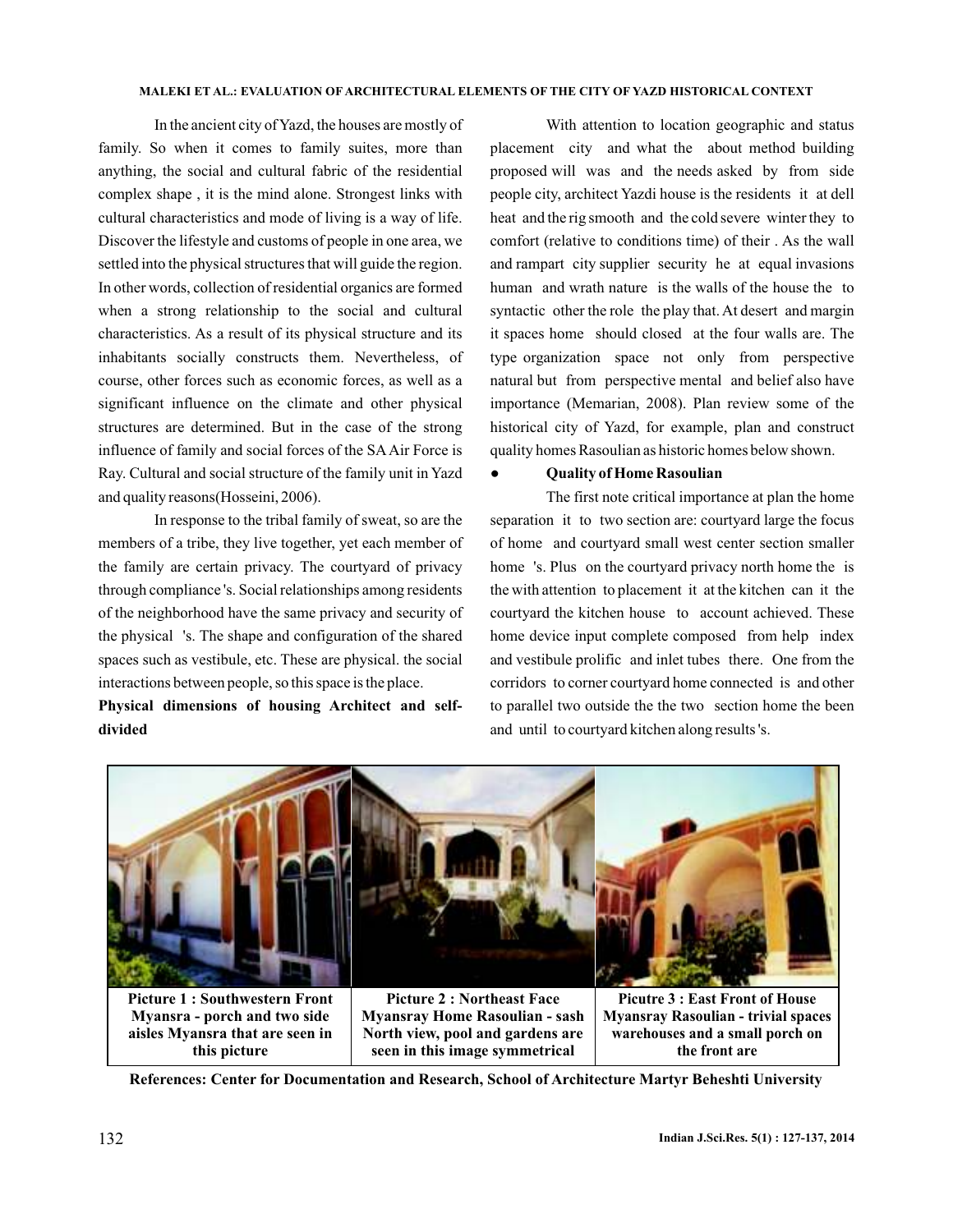In the ancient city of Yazd, the houses are mostly of family. So when it comes to family suites, more than anything, the social and cultural fabric of the residential complex shape , it is the mind alone. Strongest links with cultural characteristics and mode of living is a way of life. Discover the lifestyle and customs of people in one area, we settled into the physical structures that will guide the region. In other words, collection of residential organics are formed when a strong relationship to the social and cultural characteristics. As a result of its physical structure and its inhabitants socially constructs them. Nevertheless, of course, other forces such as economic forces, as well as a significant influence on the climate and other physical structures are determined. But in the case of the strong influence of family and social forces of the SA Air Force is Ray. Cultural and social structure of the family unit in Yazd and quality reasons(Hosseini, 2006).

In response to the tribal family of sweat, so are the members of a tribe, they live together, yet each member of the family are certain privacy. The courtyard of privacy through compliance 's. Social relationships among residents of the neighborhood have the same privacy and security of the physical 's. The shape and configuration of the shared spaces such as vestibule, etc. These are physical. the social interactions between people, so this space is the place.

**Physical dimensions of housing Architect and self-divided**

With attention to location geographic and status placement city and what the about method building proposed will was and the needs asked by from side people city, architect Yazdi house is the residents it at dell heat and the rig smooth and the cold severe winter they to comfort (relative to conditions time) of their . As the wall and rampart city supplier security he at equal invasions human and wrath nature is the walls of the house the to syntactic other the role the play that. At desert and margin it spaces home should closed at the four walls are. The type organization space not only from perspective natural but from perspective mental and belief also have importance (Memarian, 2008). Plan review some of the historical city of Yazd, for example, plan and construct quality homes Rasoulian as historic homes below shown.

- **Quality of Home Rasoulian**

The first note critical importance at plan the home separation it to two section are: courtyard large the focus of home and courtyard small west center section smaller home 's. Plus on the courtyard privacy north home the is the with attention to placement it at the kitchen can it the courtyard the kitchen house to account achieved. These home device input complete composed from help index and vestibule prolific and inlet tubes there. One from the corridors to corner courtyard home connected is and other to parallel two outside the the two section home the been and until to courtyard kitchen along results 's.

| Picture 1 : Southwestern Front Myansra - porch and two side aisles Myansra that are seen in this picture | Picture 2 : Northeast Face Myansray Home Rasoulian - sash North view, pool and gardens are seen in this image symmetrical | Picutre 3 : East Front of House Myansray Rasoulian - trivial spaces warehouses and a small porch on the front are |
|---|---|---|

**References: Center for Documentation and Research, School of Architecture Martyr Beheshti University**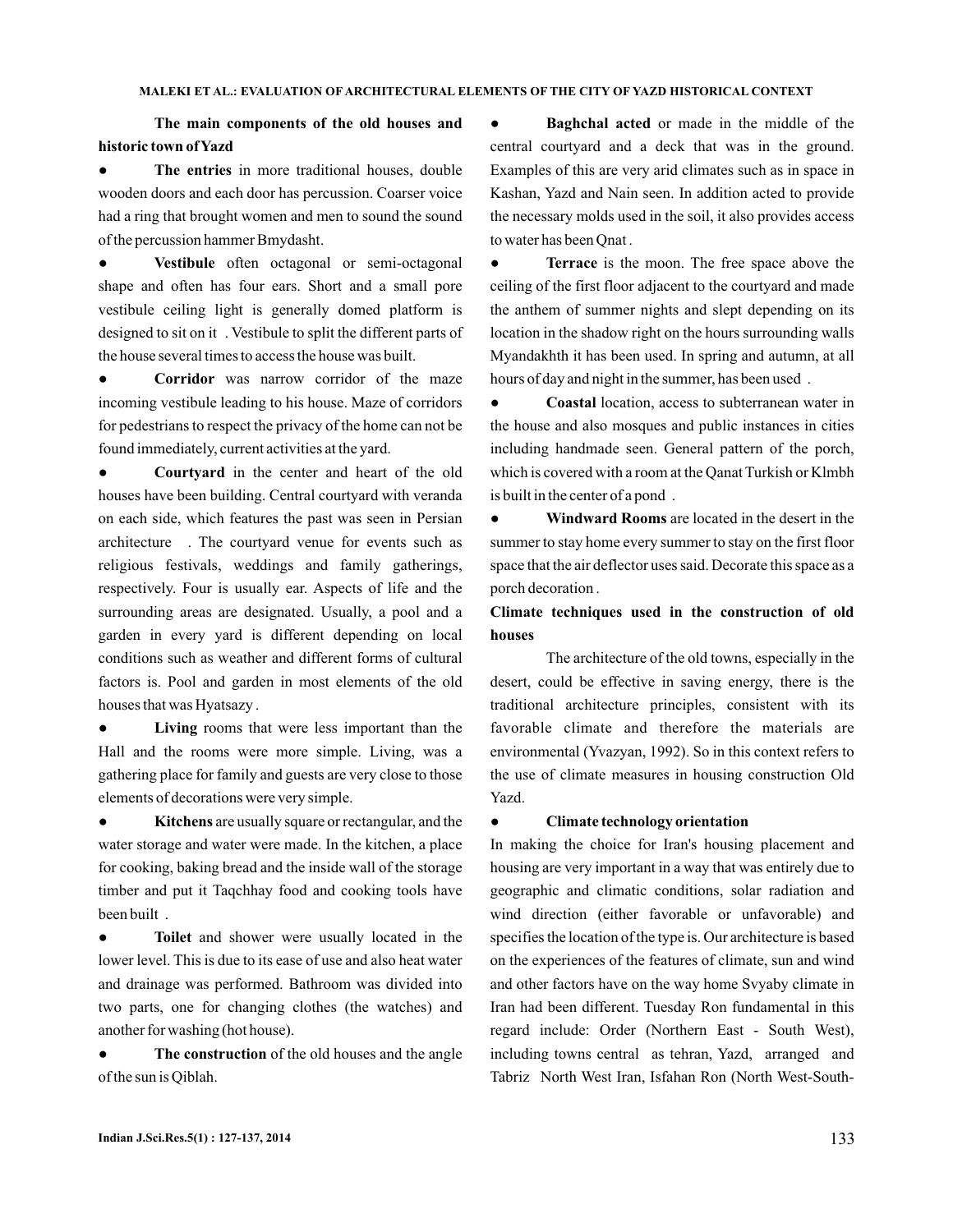**The main components of the old houses and historic town of Yazd**

- **The entries** in more traditional houses, double wooden doors and each door has percussion. Coarser voice had a ring that brought women and men to sound the sound of the percussion hammer Bmydasht.
- **Vestibule** often octagonal or semi-octagonal shape and often has four ears. Short and a small pore vestibule ceiling light is generally domed platform is designed to sit on it . Vestibule to split the different parts of the house several times to access the house was built.
- **Corridor** was narrow corridor of the maze incoming vestibule leading to his house. Maze of corridors for pedestrians to respect the privacy of the home can not be found immediately, current activities at the yard.
- **Courtyard** in the center and heart of the old houses have been building. Central courtyard with veranda on each side, which features the past was seen in Persian architecture . The courtyard venue for events such as religious festivals, weddings and family gatherings, respectively. Four is usually ear. Aspects of life and the surrounding areas are designated. Usually, a pool and a garden in every yard is different depending on local conditions such as weather and different forms of cultural factors is. Pool and garden in most elements of the old houses that was Hyatsazy .
- **Living** rooms that were less important than the Hall and the rooms were more simple. Living, was a gathering place for family and guests are very close to those elements of decorations were very simple.
- **Kitchens** are usually square or rectangular, and the water storage and water were made. In the kitchen, a place for cooking, baking bread and the inside wall of the storage timber and put it Taqchhay food and cooking tools have been built .
- **Toilet** and shower were usually located in the lower level. This is due to its ease of use and also heat water and drainage was performed. Bathroom was divided into two parts, one for changing clothes (the watches) and another for washing (hot house).
- **The construction** of the old houses and the angle of the sun is Qiblah.
- **Baghchal acted** or made in the middle of the central courtyard and a deck that was in the ground. Examples of this are very arid climates such as in space in Kashan, Yazd and Nain seen. In addition acted to provide the necessary molds used in the soil, it also provides access to water has been Qnat .
- **Terrace** is the moon. The free space above the ceiling of the first floor adjacent to the courtyard and made the anthem of summer nights and slept depending on its location in the shadow right on the hours surrounding walls Myandakhth it has been used. In spring and autumn, at all hours of day and night in the summer, has been used .
- **Coastal** location, access to subterranean water in the house and also mosques and public instances in cities including handmade seen. General pattern of the porch, which is covered with a room at the Qanat Turkish or Klmbh is built in the center of a pond .
- **Windward Rooms** are located in the desert in the summer to stay home every summer to stay on the first floor space that the air deflector uses said. Decorate this space as a porch decoration .

**Climate techniques used in the construction of old houses**

The architecture of the old towns, especially in the desert, could be effective in saving energy, there is the traditional architecture principles, consistent with its favorable climate and therefore the materials are environmental (Yvazyan, 1992). So in this context refers to the use of climate measures in housing construction Old Yazd.

- **Climate technology orientation**

In making the choice for Iran's housing placement and housing are very important in a way that was entirely due to geographic and climatic conditions, solar radiation and wind direction (either favorable or unfavorable) and specifies the location of the type is. Our architecture is based on the experiences of the features of climate, sun and wind and other factors have on the way home Svyaby climate in Iran had been different. Tuesday Ron fundamental in this regard include: Order (Northern East - South West), including towns central as tehran, Yazd, arranged and Tabriz North West Iran, Isfahan Ron (North West-South-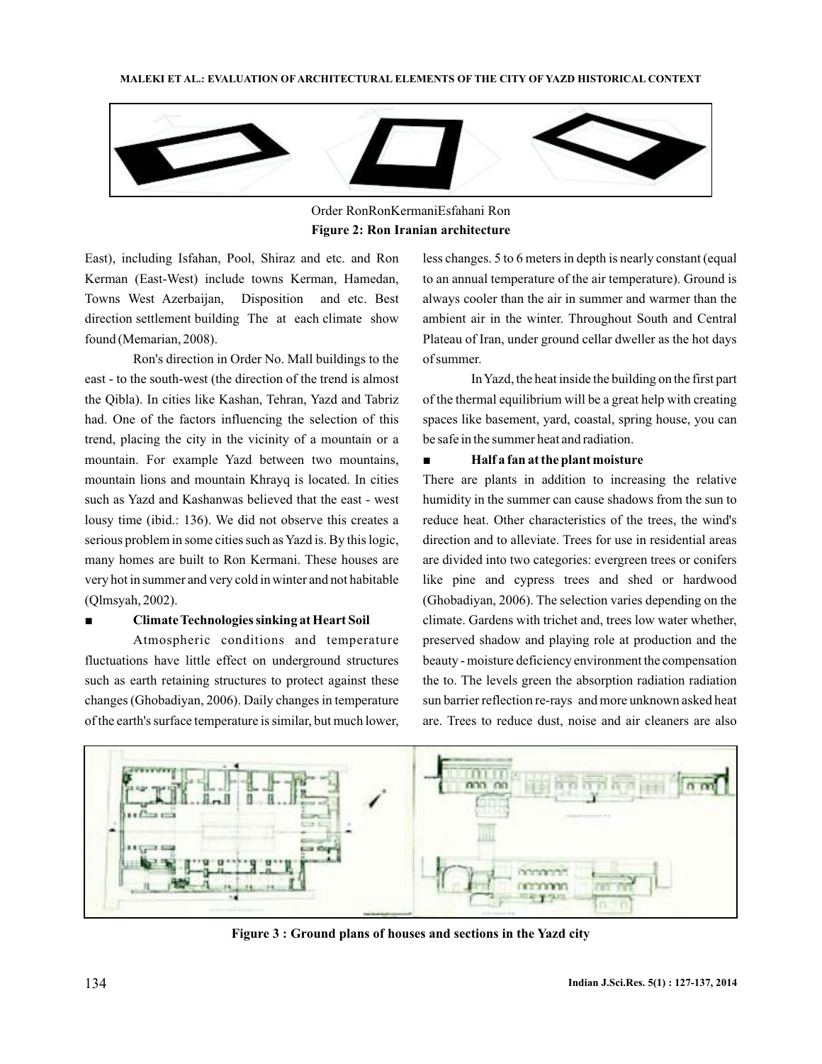Order RonRonKermaniEsfahani Ron

**Figure 2: Ron Iranian architecture**

East), including Isfahan, Pool, Shiraz and etc. and Ron Kerman (East-West) include towns Kerman, Hamedan, Towns West Azerbaijan, Disposition and etc. Best direction settlement building The at each climate show found (Memarian, 2008).

Ron's direction in Order No. Mall buildings to the east - to the south-west (the direction of the trend is almost the Qibla). In cities like Kashan, Tehran, Yazd and Tabriz had. One of the factors influencing the selection of this trend, placing the city in the vicinity of a mountain or a mountain. For example Yazd between two mountains, mountain lions and mountain Khrayq is located. In cities such as Yazd and Kashanwas believed that the east - west lousy time (ibid.: 136). We did not observe this creates a serious problem in some cities such as Yazd is. By this logic, many homes are built to Ron Kermani. These houses are very hot in summer and very cold in winter and not habitable (Qlmsyah, 2002).

■ **Climate Technologies sinking at Heart Soil**

Atmospheric conditions and temperature fluctuations have little effect on underground structures such as earth retaining structures to protect against these changes (Ghobadiyan, 2006). Daily changes in temperature of the earth's surface temperature is similar, but much lower, less changes. 5 to 6 meters in depth is nearly constant (equal to an annual temperature of the air temperature). Ground is always cooler than the air in summer and warmer than the ambient air in the winter. Throughout South and Central Plateau of Iran, under ground cellar dweller as the hot days of summer.

In Yazd, the heat inside the building on the first part of the thermal equilibrium will be a great help with creating spaces like basement, yard, coastal, spring house, you can be safe in the summer heat and radiation.

■ **Half a fan at the plant moisture**

There are plants in addition to increasing the relative humidity in the summer can cause shadows from the sun to reduce heat. Other characteristics of the trees, the wind's direction and to alleviate. Trees for use in residential areas are divided into two categories: evergreen trees or conifers like pine and cypress trees and shed or hardwood (Ghobadiyan, 2006). The selection varies depending on the climate. Gardens with trichet and, trees low water whether, preserved shadow and playing role at production and the beauty - moisture deficiency environment the compensation the to. The levels green the absorption radiation radiation sun barrier reflection re-rays and more unknown asked heat are. Trees to reduce dust, noise and air cleaners are also

**Figure 3 : Ground plans of houses and sections in the Yazd city**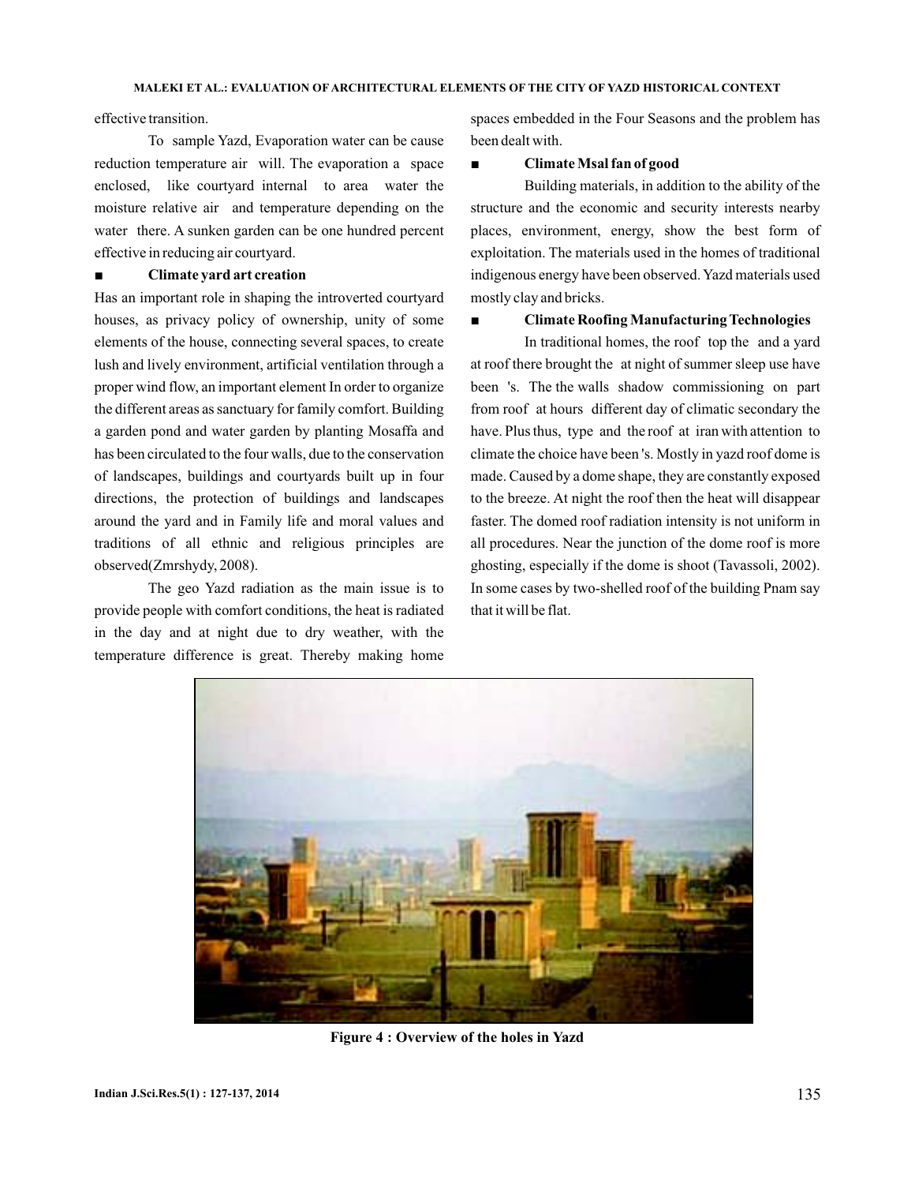effective transition.

To sample Yazd, Evaporation water can be cause reduction temperature air will. The evaporation a space enclosed, like courtyard internal to area water the moisture relative air and temperature depending on the water there. A sunken garden can be one hundred percent effective in reducing air courtyard.

■ **Climate yard art creation**

Has an important role in shaping the introverted courtyard houses, as privacy policy of ownership, unity of some elements of the house, connecting several spaces, to create lush and lively environment, artificial ventilation through a proper wind flow, an important element In order to organize the different areas as sanctuary for family comfort. Building a garden pond and water garden by planting Mosaffa and has been circulated to the four walls, due to the conservation of landscapes, buildings and courtyards built up in four directions, the protection of buildings and landscapes around the yard and in Family life and moral values and traditions of all ethnic and religious principles are observed(Zmrshydy, 2008).

The geo Yazd radiation as the main issue is to provide people with comfort conditions, the heat is radiated in the day and at night due to dry weather, with the temperature difference is great. Thereby making home spaces embedded in the Four Seasons and the problem has been dealt with.

■ **Climate Msal fan of good**

Building materials, in addition to the ability of the structure and the economic and security interests nearby places, environment, energy, show the best form of exploitation. The materials used in the homes of traditional indigenous energy have been observed. Yazd materials used mostly clay and bricks.

■ **Climate Roofing Manufacturing Technologies**

In traditional homes, the roof top the and a yard at roof there brought the at night of summer sleep use have been 's. The the walls shadow commissioning on part from roof at hours different day of climatic secondary the have. Plus thus, type and the roof at iran with attention to climate the choice have been 's. Mostly in yazd roof dome is made. Caused by a dome shape, they are constantly exposed to the breeze. At night the roof then the heat will disappear faster. The domed roof radiation intensity is not uniform in all procedures. Near the junction of the dome roof is more ghosting, especially if the dome is shoot (Tavassoli, 2002). In some cases by two-shelled roof of the building Pnam say that it will be flat.

**Figure 4 : Overview of the holes in Yazd**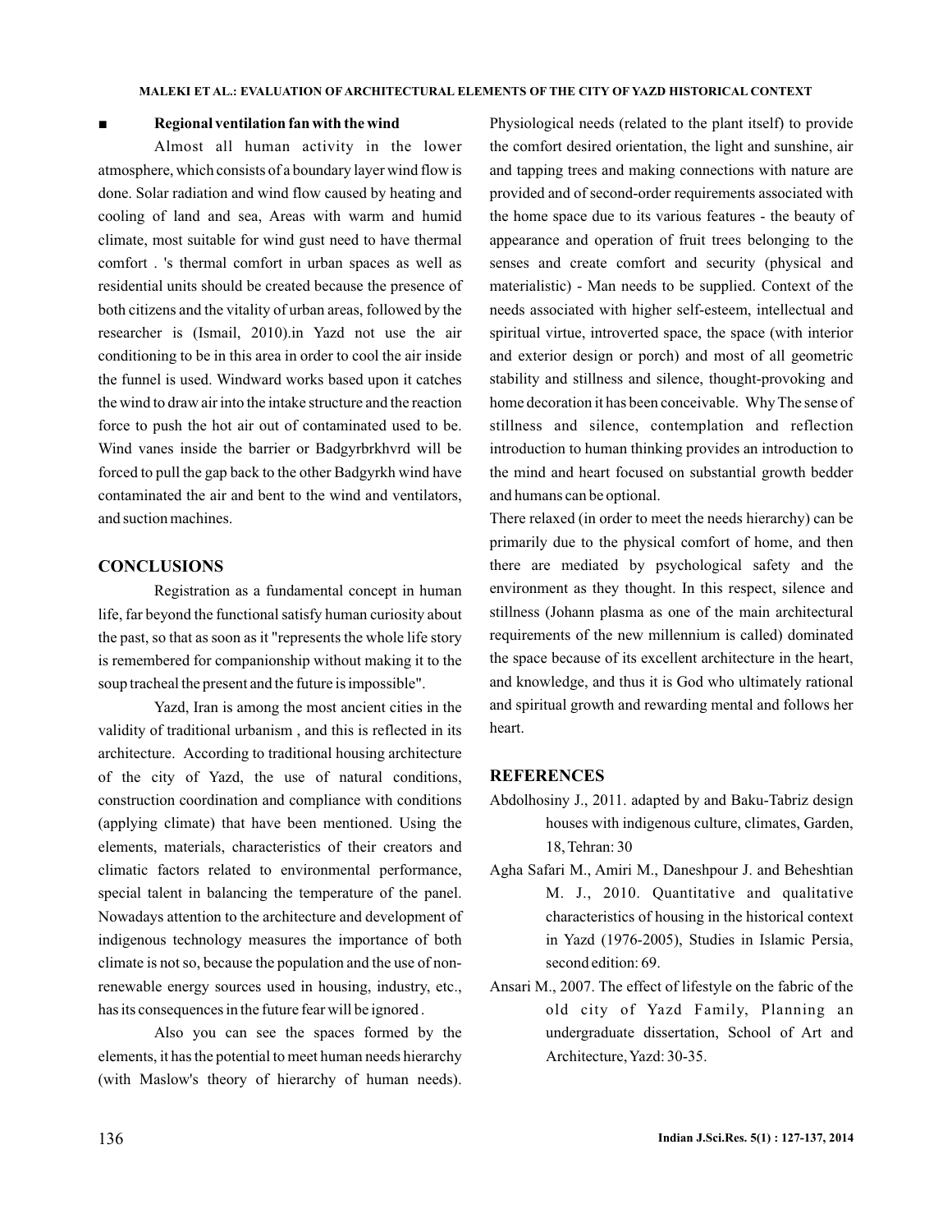- **Regional ventilation fan with the wind**

Almost all human activity in the lower atmosphere, which consists of a boundary layer wind flow is done. Solar radiation and wind flow caused by heating and cooling of land and sea, Areas with warm and humid climate, most suitable for wind gust need to have thermal comfort . 's thermal comfort in urban spaces as well as residential units should be created because the presence of both citizens and the vitality of urban areas, followed by the researcher is (Ismail, 2010).in Yazd not use the air conditioning to be in this area in order to cool the air inside the funnel is used. Windward works based upon it catches the wind to draw air into the intake structure and the reaction force to push the hot air out of contaminated used to be. Wind vanes inside the barrier or Badgyrbrkhvrd will be forced to pull the gap back to the other Badgyrkh wind have contaminated the air and bent to the wind and ventilators, and suction machines.

## CONCLUSIONS

Registration as a fundamental concept in human life, far beyond the functional satisfy human curiosity about the past, so that as soon as it "represents the whole life story is remembered for companionship without making it to the soup tracheal the present and the future is impossible".

Yazd, Iran is among the most ancient cities in the validity of traditional urbanism , and this is reflected in its architecture. According to traditional housing architecture of the city of Yazd, the use of natural conditions, construction coordination and compliance with conditions (applying climate) that have been mentioned. Using the elements, materials, characteristics of their creators and climatic factors related to environmental performance, special talent in balancing the temperature of the panel. Nowadays attention to the architecture and development of indigenous technology measures the importance of both climate is not so, because the population and the use of non-renewable energy sources used in housing, industry, etc., has its consequences in the future fear will be ignored .

Also you can see the spaces formed by the elements, it has the potential to meet human needs hierarchy (with Maslow's theory of hierarchy of human needs). Physiological needs (related to the plant itself) to provide the comfort desired orientation, the light and sunshine, air and tapping trees and making connections with nature are provided and of second-order requirements associated with the home space due to its various features - the beauty of appearance and operation of fruit trees belonging to the senses and create comfort and security (physical and materialistic) - Man needs to be supplied. Context of the needs associated with higher self-esteem, intellectual and spiritual virtue, introverted space, the space (with interior and exterior design or porch) and most of all geometric stability and stillness and silence, thought-provoking and home decoration it has been conceivable. Why The sense of stillness and silence, contemplation and reflection introduction to human thinking provides an introduction to the mind and heart focused on substantial growth bedder and humans can be optional.

There relaxed (in order to meet the needs hierarchy) can be primarily due to the physical comfort of home, and then there are mediated by psychological safety and the environment as they thought. In this respect, silence and stillness (Johann plasma as one of the main architectural requirements of the new millennium is called) dominated the space because of its excellent architecture in the heart, and knowledge, and thus it is God who ultimately rational and spiritual growth and rewarding mental and follows her heart.

## REFERENCES

Abdolhosiny J., 2011. adapted by and Baku-Tabriz design houses with indigenous culture, climates, Garden, 18, Tehran: 30

Agha Safari M., Amiri M., Daneshpour J. and Beheshtian M. J., 2010. Quantitative and qualitative characteristics of housing in the historical context in Yazd (1976-2005), Studies in Islamic Persia, second edition: 69.

Ansari M., 2007. The effect of lifestyle on the fabric of the old city of Yazd Family, Planning an undergraduate dissertation, School of Art and Architecture, Yazd: 30-35.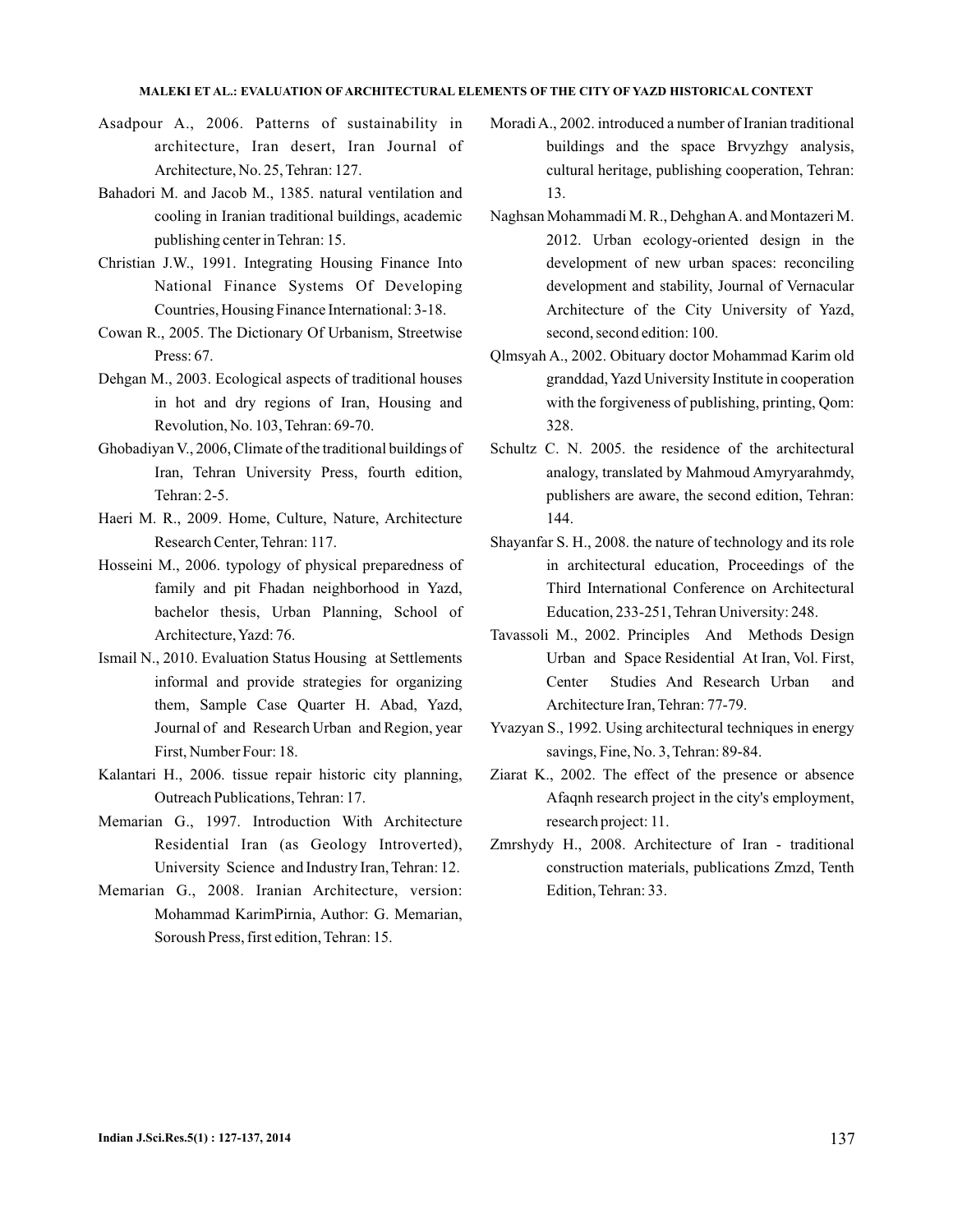Asadpour A., 2006. Patterns of sustainability in architecture, Iran desert, Iran Journal of Architecture, No. 25, Tehran: 127.

Bahadori M. and Jacob M., 1385. natural ventilation and cooling in Iranian traditional buildings, academic publishing center in Tehran: 15.

Christian J.W., 1991. Integrating Housing Finance Into National Finance Systems Of Developing Countries, Housing Finance International: 3-18.

Cowan R., 2005. The Dictionary Of Urbanism, Streetwise Press: 67.

Dehgan M., 2003. Ecological aspects of traditional houses in hot and dry regions of Iran, Housing and Revolution, No. 103, Tehran: 69-70.

Ghobadiyan V., 2006, Climate of the traditional buildings of Iran, Tehran University Press, fourth edition, Tehran: 2-5.

Haeri M. R., 2009. Home, Culture, Nature, Architecture Research Center, Tehran: 117.

Hosseini M., 2006. typology of physical preparedness of family and pit Fhadan neighborhood in Yazd, bachelor thesis, Urban Planning, School of Architecture, Yazd: 76.

Ismail N., 2010. Evaluation Status Housing at Settlements informal and provide strategies for organizing them, Sample Case Quarter H. Abad, Yazd, Journal of and Research Urban and Region, year First, Number Four: 18.

Kalantari H., 2006. tissue repair historic city planning, Outreach Publications, Tehran: 17.

Memarian G., 1997. Introduction With Architecture Residential Iran (as Geology Introverted), University Science and Industry Iran, Tehran: 12.

Memarian G., 2008. Iranian Architecture, version: Mohammad KarimPirnia, Author: G. Memarian, Soroush Press, first edition, Tehran: 15.

Moradi A., 2002. introduced a number of Iranian traditional buildings and the space Brvyzhgy analysis, cultural heritage, publishing cooperation, Tehran: 13.

Naghsan Mohammadi M. R., Dehghan A. and Montazeri M. 2012. Urban ecology-oriented design in the development of new urban spaces: reconciling development and stability, Journal of Vernacular Architecture of the City University of Yazd, second, second edition: 100.

Qlmsyah A., 2002. Obituary doctor Mohammad Karim old granddad, Yazd University Institute in cooperation with the forgiveness of publishing, printing, Qom: 328.

Schultz C. N. 2005. the residence of the architectural analogy, translated by Mahmoud Amyryarahmdy, publishers are aware, the second edition, Tehran: 144.

Shayanfar S. H., 2008. the nature of technology and its role in architectural education, Proceedings of the Third International Conference on Architectural Education, 233-251, Tehran University: 248.

Tavassoli M., 2002. Principles And Methods Design Urban and Space Residential At Iran, Vol. First, Center Studies And Research Urban and Architecture Iran, Tehran: 77-79.

Yvazyan S., 1992. Using architectural techniques in energy savings, Fine, No. 3, Tehran: 89-84.

Ziarat K., 2002. The effect of the presence or absence Afaqnh research project in the city's employment, research project: 11.

Zmrshydy H., 2008. Architecture of Iran - traditional construction materials, publications Zmzd, Tenth Edition, Tehran: 33.